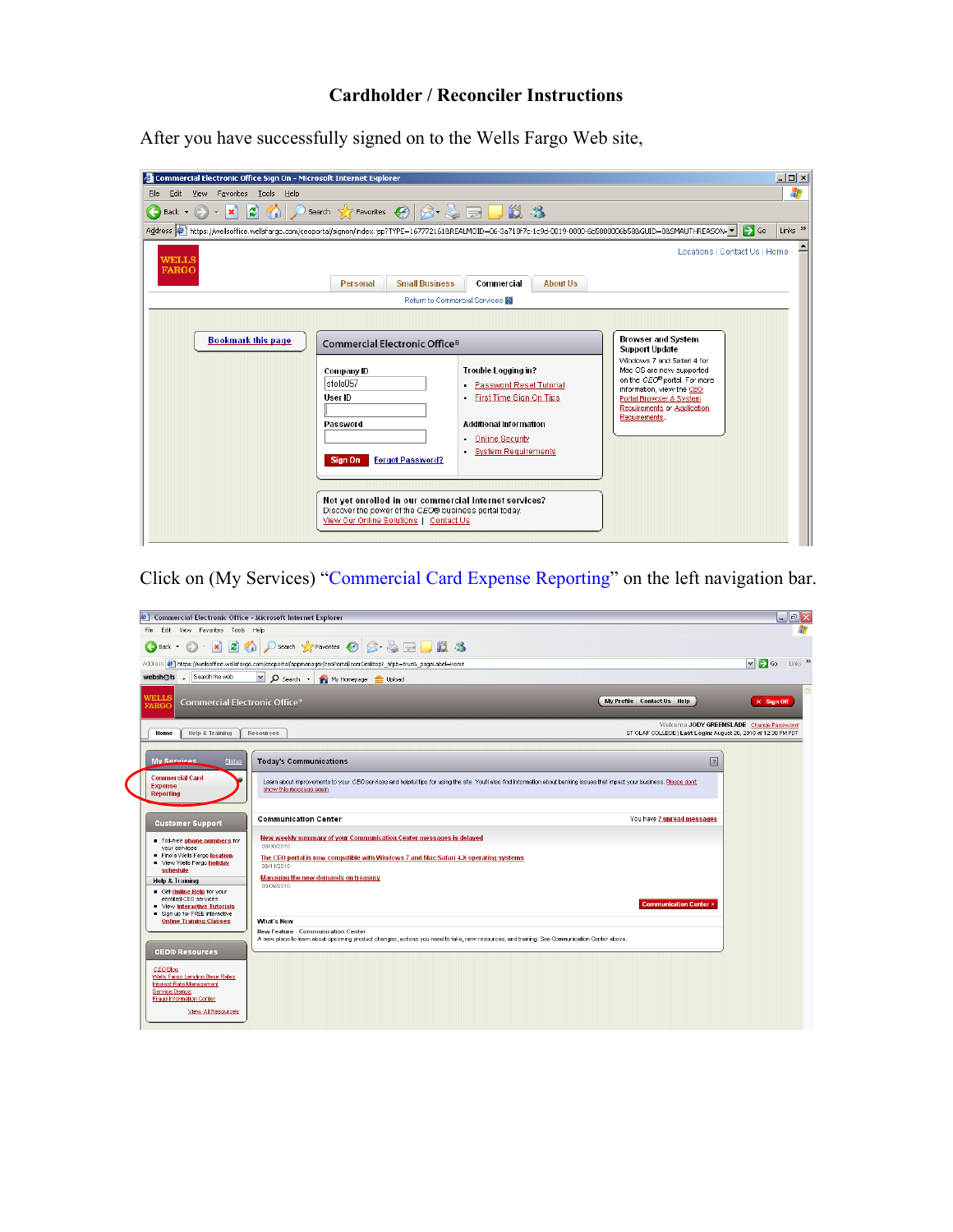# Cardholder / Reconciler Instructions

After you have successfully signed on to the Wells Fargo Web site,

Click on (My Services) "Commercial Card Expense Reporting" on the left navigation bar.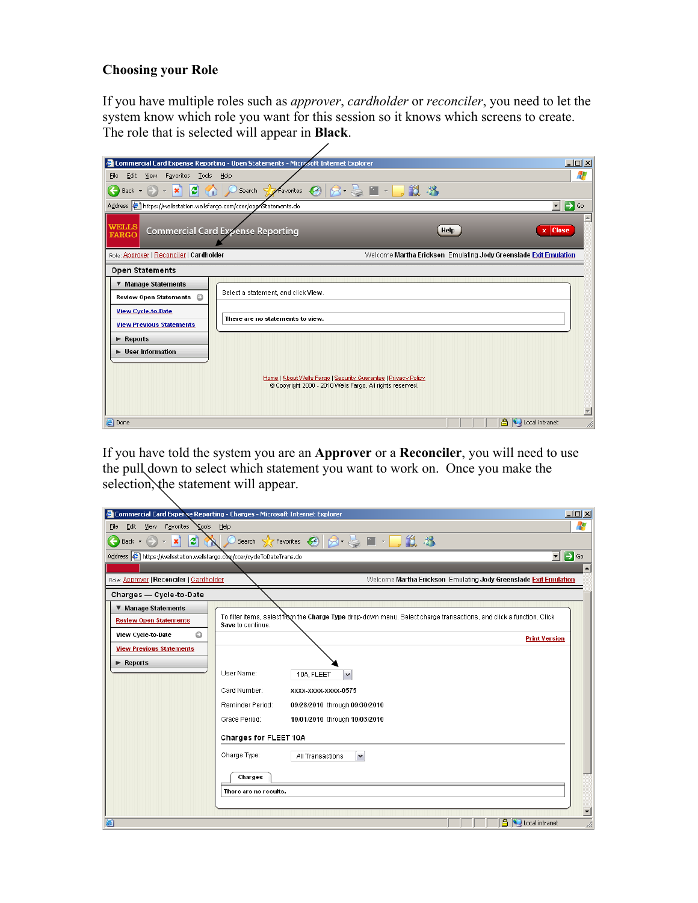## Choosing your Role

If you have multiple roles such as *approver*, *cardholder* or *reconciler*, you need to let the system know which role you want for this session so it knows which screens to create. The role that is selected will appear in **Black**.

If you have told the system you are an **Approver** or a **Reconciler**, you will need to use the pull down to select which statement you want to work on. Once you make the selection, the statement will appear.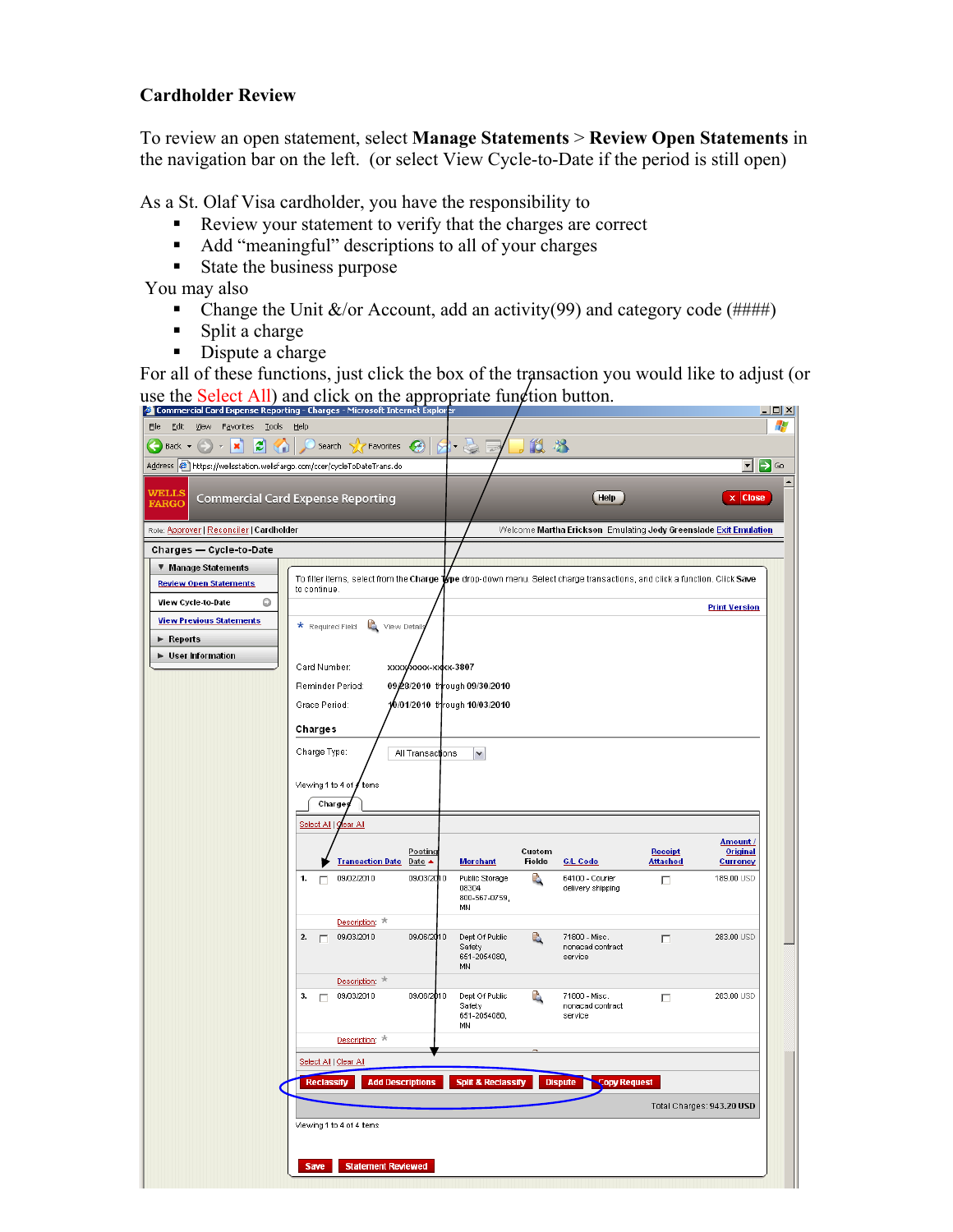**Cardholder Review**

To review an open statement, select **Manage Statements** > **Review Open Statements** in the navigation bar on the left. (or select View Cycle-to-Date if the period is still open)

As a St. Olaf Visa cardholder, you have the responsibility to

- Review your statement to verify that the charges are correct
- Add "meaningful" descriptions to all of your charges
- State the business purpose

You may also

- Change the Unit &/or Account, add an activity(99) and category code (####)
- Split a charge
- Dispute a charge

For all of these functions, just click the box of the transaction you would like to adjust (or use the Select All) and click on the appropriate function button.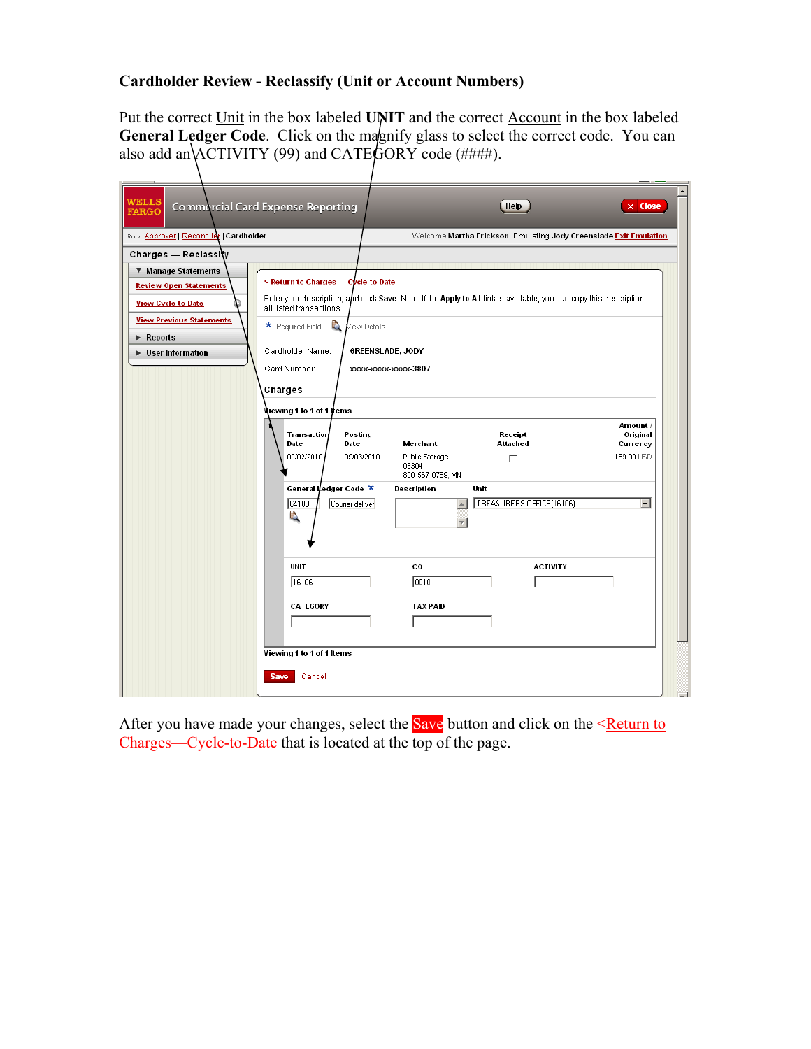**Cardholder Review - Reclassify (Unit or Account Numbers)**

Put the correct Unit in the box labeled **UNIT** and the correct Account in the box labeled **General Ledger Code**. Click on the magnify glass to select the correct code. You can also add an ACTIVITY (99) and CATEGORY code (####).

After you have made your changes, select the Save button and click on the <Return to Charges—Cycle-to-Date that is located at the top of the page.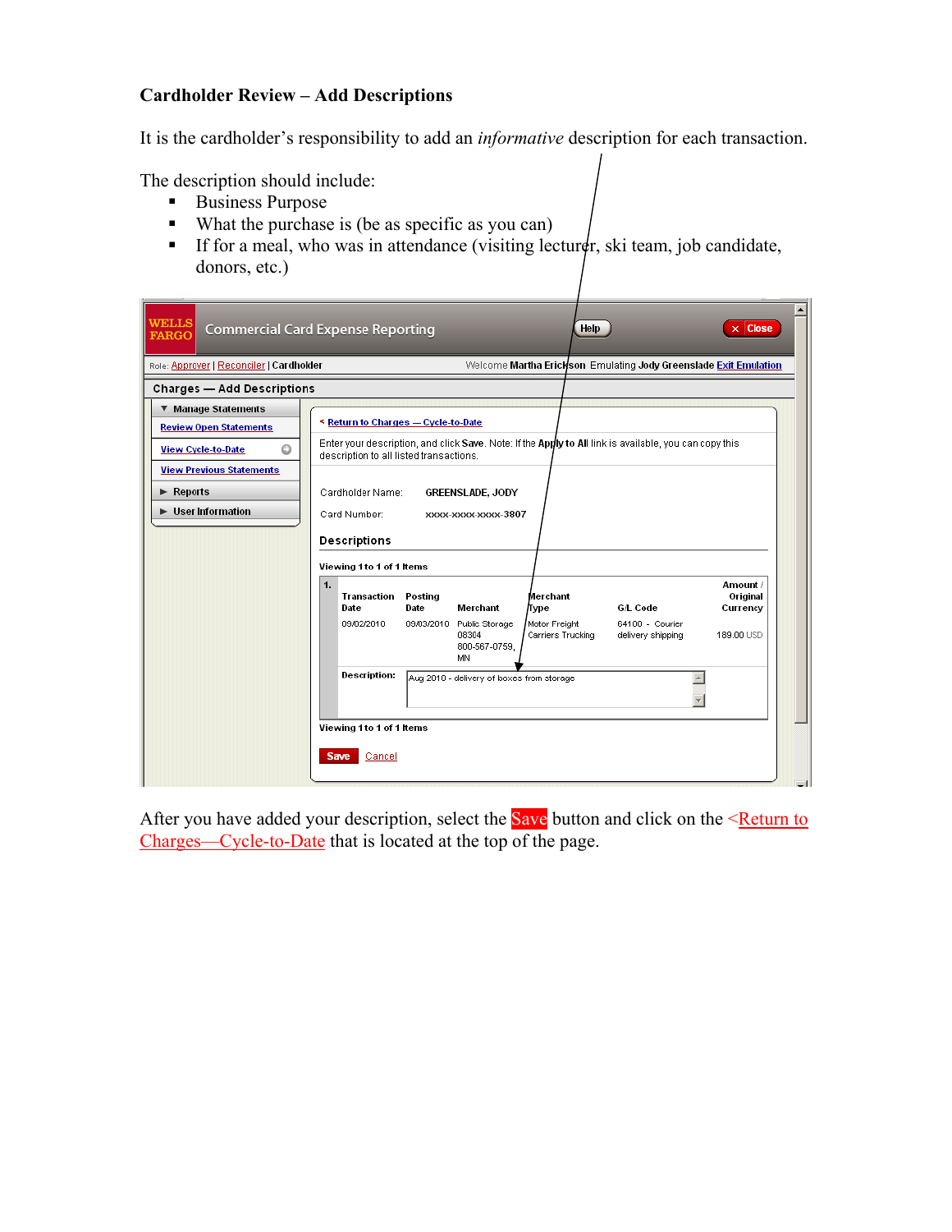**Cardholder Review – Add Descriptions**

It is the cardholder's responsibility to add an *informative* description for each transaction.

The description should include:

- Business Purpose
- What the purchase is (be as specific as you can)
- If for a meal, who was in attendance (visiting lecturer, ski team, job candidate, donors, etc.)

WELLS FARGO Commercial Card Expense Reporting Help Close

Role: Approver | Reconciler | Cardholder Welcome Martha Erickson Emulating Jody Greenslade Exit Emulation

Charges — Add Descriptions

- Manage Statements
  - Review Open Statements
  - View Cycle-to-Date
  - View Previous Statements
- Reports
- User Information

< Return to Charges — Cycle-to-Date

Enter your description, and click **Save**. Note: If the **Apply to All** link is available, you can copy this description to all listed transactions.

Cardholder Name: GREENSLADE, JODY

Card Number: xxxx-xxxx-xxxx-3807

**Descriptions**

Viewing 1 to 1 of 1 Items

| 1. | Transaction Date | Posting Date | Merchant | Merchant Type | G/L Code | Amount / Original Currency |
|---|---|---|---|---|---|---|
| | 09/02/2010 | 09/03/2010 | Public Storage 08304 800-567-0759, MN | Motor Freight Carriers Trucking | 64100 - Courier delivery shipping | 189.00 USD |

Description: Aug 2010 - delivery of boxes from storage

Viewing 1 to 1 of 1 Items

Save Cancel

After you have added your description, select the Save button and click on the <Return to Charges—Cycle-to-Date that is located at the top of the page.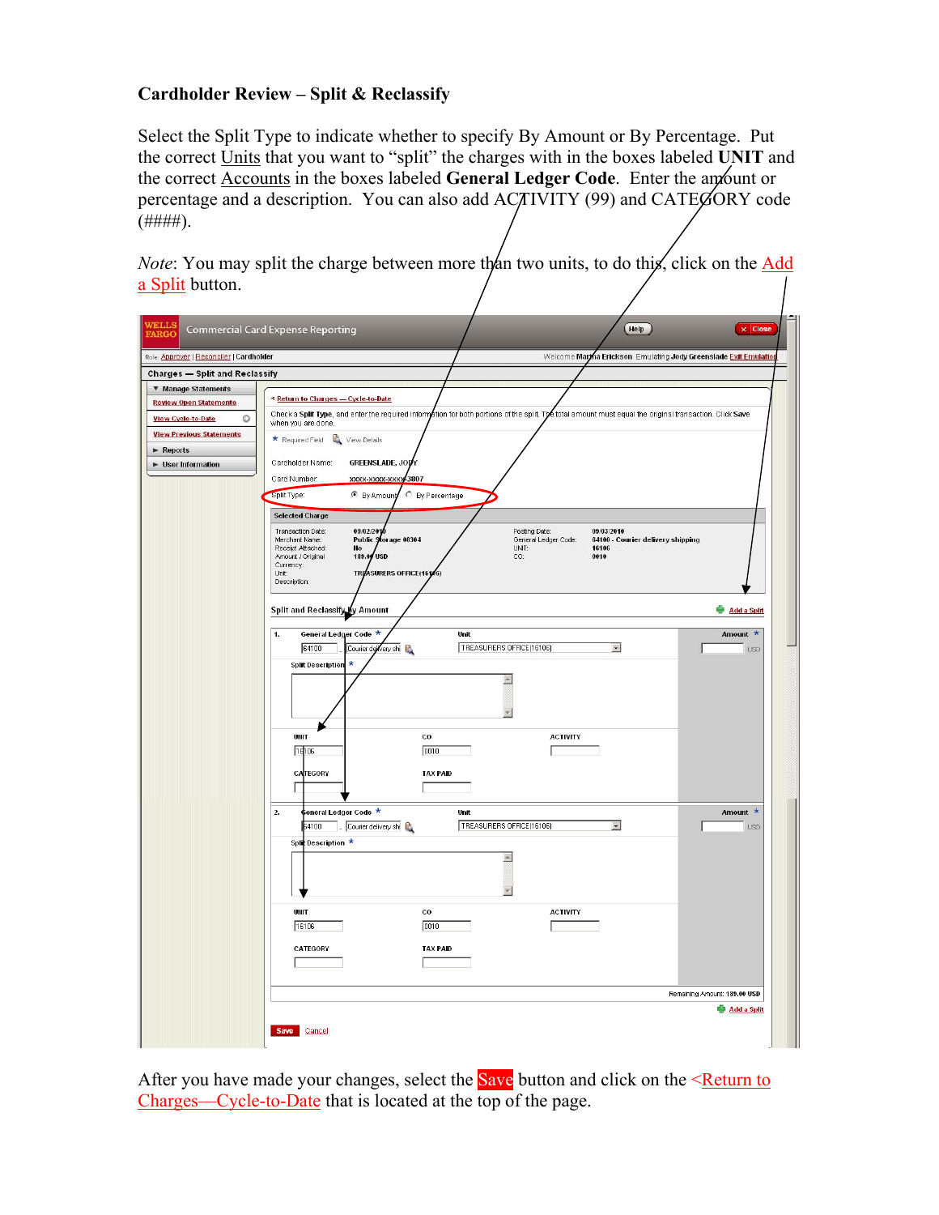**Cardholder Review – Split & Reclassify**

Select the Split Type to indicate whether to specify By Amount or By Percentage. Put the correct Units that you want to "split" the charges with in the boxes labeled **UNIT** and the correct Accounts in the boxes labeled **General Ledger Code**. Enter the amount or percentage and a description. You can also add ACTIVITY (99) and CATEGORY code (####).

*Note*: You may split the charge between more than two units, to do this, click on the Add a Split button.

After you have made your changes, select the Save button and click on the <Return to Charges—Cycle-to-Date that is located at the top of the page.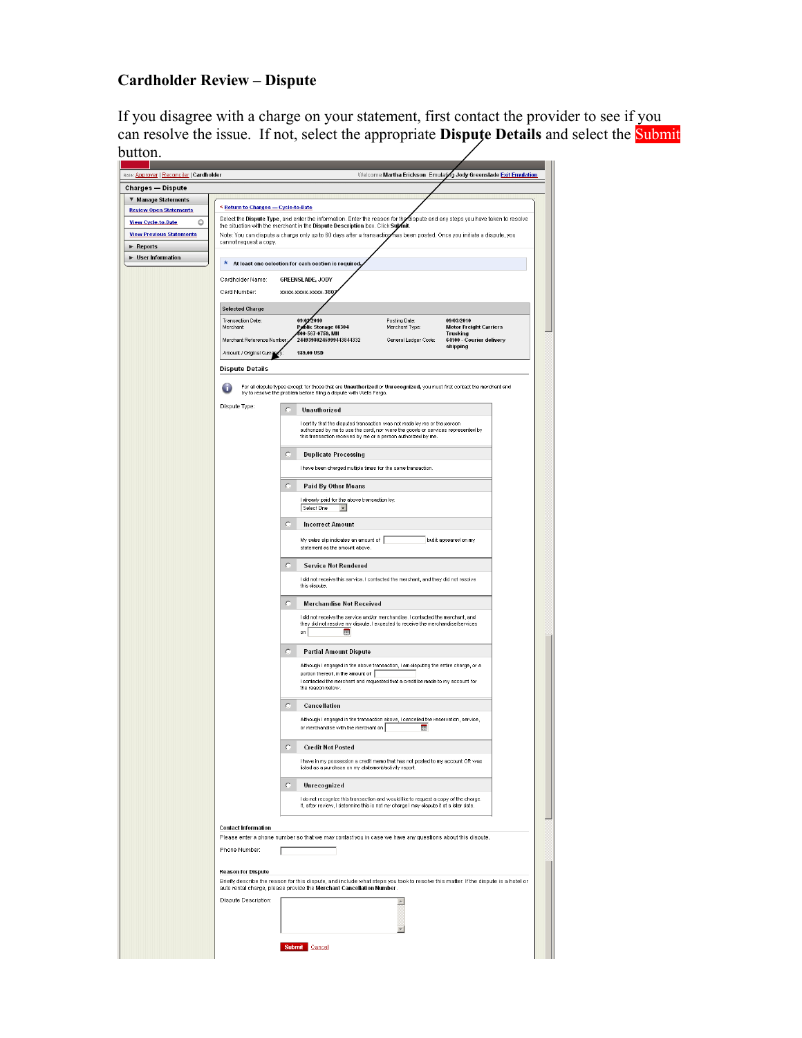## Cardholder Review – Dispute

If you disagree with a charge on your statement, first contact the provider to see if you can resolve the issue. If not, select the appropriate **Dispute Details** and select the Submit button.

Role: Approver | Reconciler | Cardholder

Welcome Martha Erickson Emulating Jody Greenslade Exit Emulation

**Charges — Dispute**

- ▼ Manage Statements
  - Review Open Statements
  - View Cycle-to-Date
  - View Previous Statements
- ► Reports
- ► User Information

< Return to Charges — Cycle-to-Date

Select the **Dispute Type**, and enter the information. Enter the reason for the dispute and any steps you have taken to resolve the situation with the merchant in the **Dispute Description** box. Click **Submit**.

Note: You can dispute a charge only up to 60 days after a transaction has been posted. Once you initiate a dispute, you cannot request a copy.

\* At least one selection for each section is required.

Cardholder Name: GREENSLADE, JODY

Card Number: xxxx-xxxx-xxxx-3807

**Selected Charge**

| | | | |
|---|---|---|---|
| Transaction Date: | 09/02/2010 | Posting Date: | 09/03/2010 |
| Merchant: | Public Storage 08304 400-567-0759, MN | Merchant Type: | Motor Freight Carriers Trucking |
| Merchant Reference Number: | 24493980245999443844332 | General Ledger Code: | 64100 - Courier delivery shipping |
| Amount / Original Currency: | 189.00 USD | | |

**Dispute Details**

For all dispute types except for those that are **Unauthorized** or **Unrecognized**, you must first contact the merchant and try to resolve the problem before filing a dispute with Wells Fargo.

Dispute Type:

- ○ **Unauthorized** — I certify that the disputed transaction was not made by me or the person authorized by me to use the card, nor were the goods or services represented by this transaction received by me or a person authorized by me.
- ○ **Duplicate Processing** — I have been charged multiple times for the same transaction.
- ○ **Paid By Other Means** — I already paid for the above transaction by: [Select One]
- ○ **Incorrect Amount** — My sales slip indicates an amount of [ ] but it appeared on my statement as the amount above.
- ○ **Service Not Rendered** — I did not receive this service. I contacted the merchant, and they did not resolve this dispute.
- ○ **Merchandise Not Received** — I did not receive the service and/or merchandise. I contacted the merchant, and they did not resolve my dispute. I expected to receive the merchandise/services on [ ]
- ○ **Partial Amount Dispute** — Although I engaged in the above transaction, I am disputing the entire charge, or a portion thereof, in the amount of [ ]. I contacted the merchant and requested that a credit be made to my account for the reason below.
- ○ **Cancellation** — Although I engaged in the transaction above, I canceled the reservation, service, or merchandise with the merchant on [ ]
- ○ **Credit Not Posted** — I have in my possession a credit memo that has not posted to my account OR was listed as a purchase on my statement/activity report.
- ○ **Unrecognized** — I do not recognize this transaction and would like to request a copy of the charge. If, after review, I determine this is not my charge I may dispute it at a later date.

**Contact Information**

Please enter a phone number so that we may contact you in case we have any questions about this dispute.

Phone Number: [ ]

**Reason for Dispute**

Briefly describe the reason for this dispute, and include what steps you took to resolve this matter. If the dispute is a hotel or auto rental charge, please provide the **Merchant Cancellation Number**.

Dispute Description: [ ]

Submit | Cancel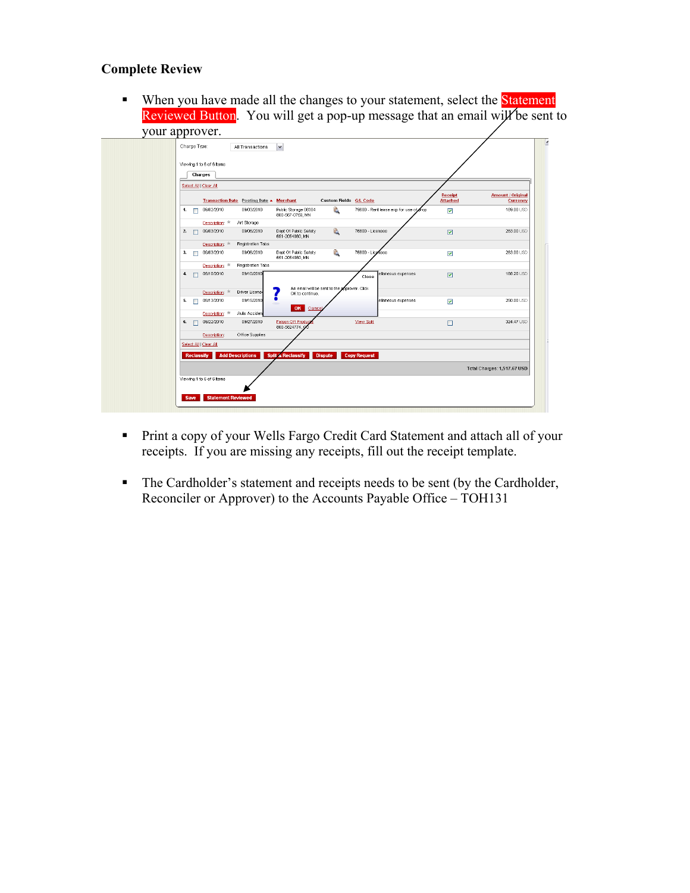**Complete Review**

- When you have made all the changes to your statement, select the Statement Reviewed Button. You will get a pop-up message that an email will be sent to your approver.

- Print a copy of your Wells Fargo Credit Card Statement and attach all of your receipts. If you are missing any receipts, fill out the receipt template.

- The Cardholder's statement and receipts needs to be sent (by the Cardholder, Reconciler or Approver) to the Accounts Payable Office – TOH131